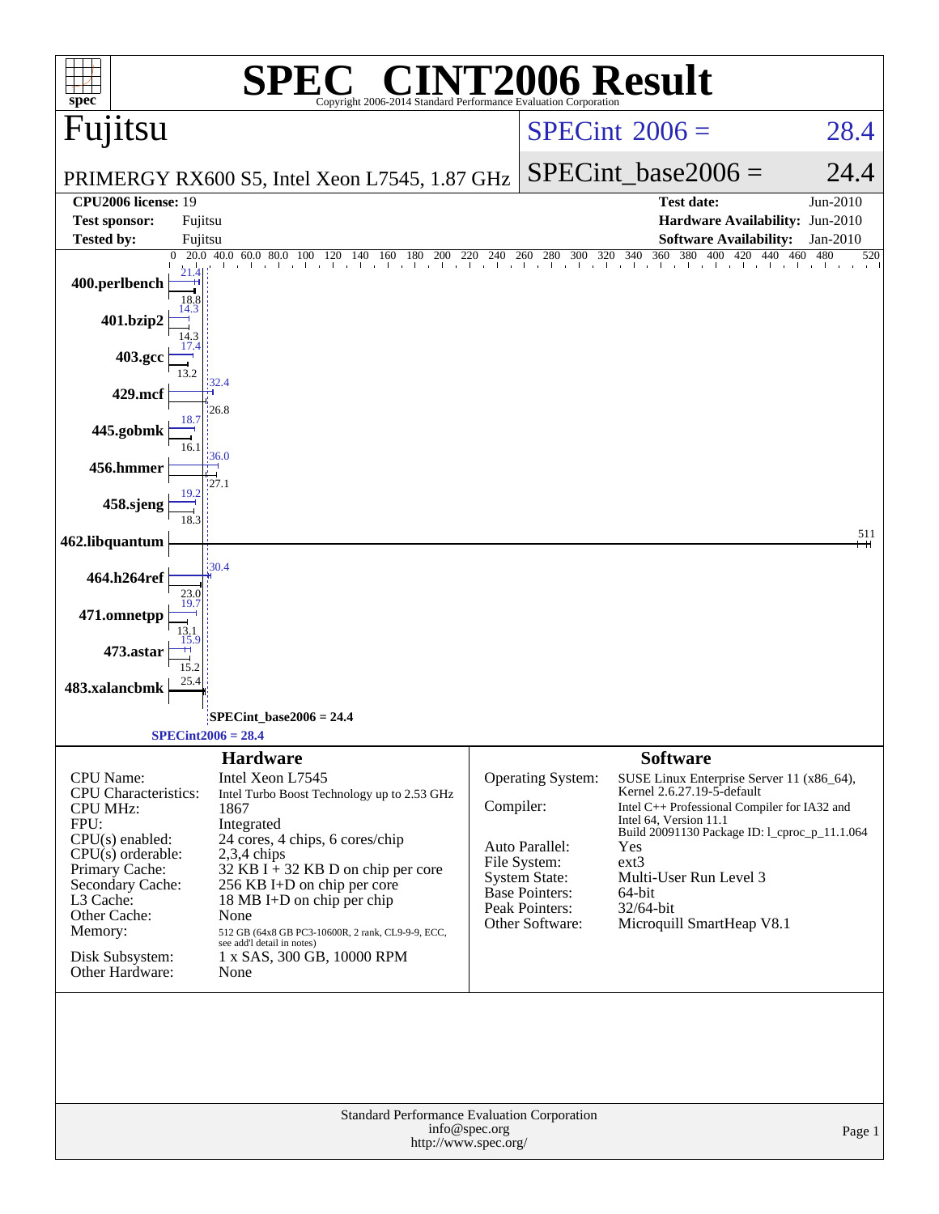# SPEC® CINT2006 Result

Copyright 2006-2014 Standard Performance Evaluation Corporation

## Fujitsu

PRIMERGY RX600 S5, Intel Xeon L7545, 1.87 GHz

SPECint 2006 = 28.4

SPECint_base2006 = 24.4

| | | | |
|---|---|---|---|
| **CPU2006 license:** 19 | | **Test date:** | Jun-2010 |
| **Test sponsor:** | Fujitsu | **Hardware Availability:** | Jun-2010 |
| **Tested by:** | Fujitsu | **Software Availability:** | Jan-2010 |

| Benchmark | Peak | Base |
|---|---|---|
| 400.perlbench | 21.4 | 18.8 |
| 401.bzip2 | 14.3 | 14.3 |
| 403.gcc | 17.4 | 13.2 |
| 429.mcf | 32.4 | 26.8 |
| 445.gobmk | 18.7 | 16.1 |
| 456.hmmer | 36.0 | 27.1 |
| 458.sjeng | 19.2 | 18.3 |
| 462.libquantum | 511 | 511 |
| 464.h264ref | 30.4 | 23.0 |
| 471.omnetpp | 19.7 | 13.1 |
| 473.astar | 15.9 | 15.2 |
| 483.xalancbmk | 25.4 | 25.4 |

SPECint_base2006 = 24.4

SPECint2006 = 28.4

## Hardware

| | |
|---|---|
| CPU Name: | Intel Xeon L7545 |
| CPU Characteristics: | Intel Turbo Boost Technology up to 2.53 GHz |
| CPU MHz: | 1867 |
| FPU: | Integrated |
| CPU(s) enabled: | 24 cores, 4 chips, 6 cores/chip |
| CPU(s) orderable: | 2,3,4 chips |
| Primary Cache: | 32 KB I + 32 KB D on chip per core |
| Secondary Cache: | 256 KB I+D on chip per core |
| L3 Cache: | 18 MB I+D on chip per chip |
| Other Cache: | None |
| Memory: | 512 GB (64x8 GB PC3-10600R, 2 rank, CL9-9-9, ECC, see add'l detail in notes) |
| Disk Subsystem: | 1 x SAS, 300 GB, 10000 RPM |
| Other Hardware: | None |

## Software

| | |
|---|---|
| Operating System: | SUSE Linux Enterprise Server 11 (x86_64), Kernel 2.6.27.19-5-default |
| Compiler: | Intel C++ Professional Compiler for IA32 and Intel 64, Version 11.1 Build 20091130 Package ID: l_cproc_p_11.1.064 |
| Auto Parallel: | Yes |
| File System: | ext3 |
| System State: | Multi-User Run Level 3 |
| Base Pointers: | 64-bit |
| Peak Pointers: | 32/64-bit |
| Other Software: | Microquill SmartHeap V8.1 |

Standard Performance Evaluation Corporation
info@spec.org
http://www.spec.org/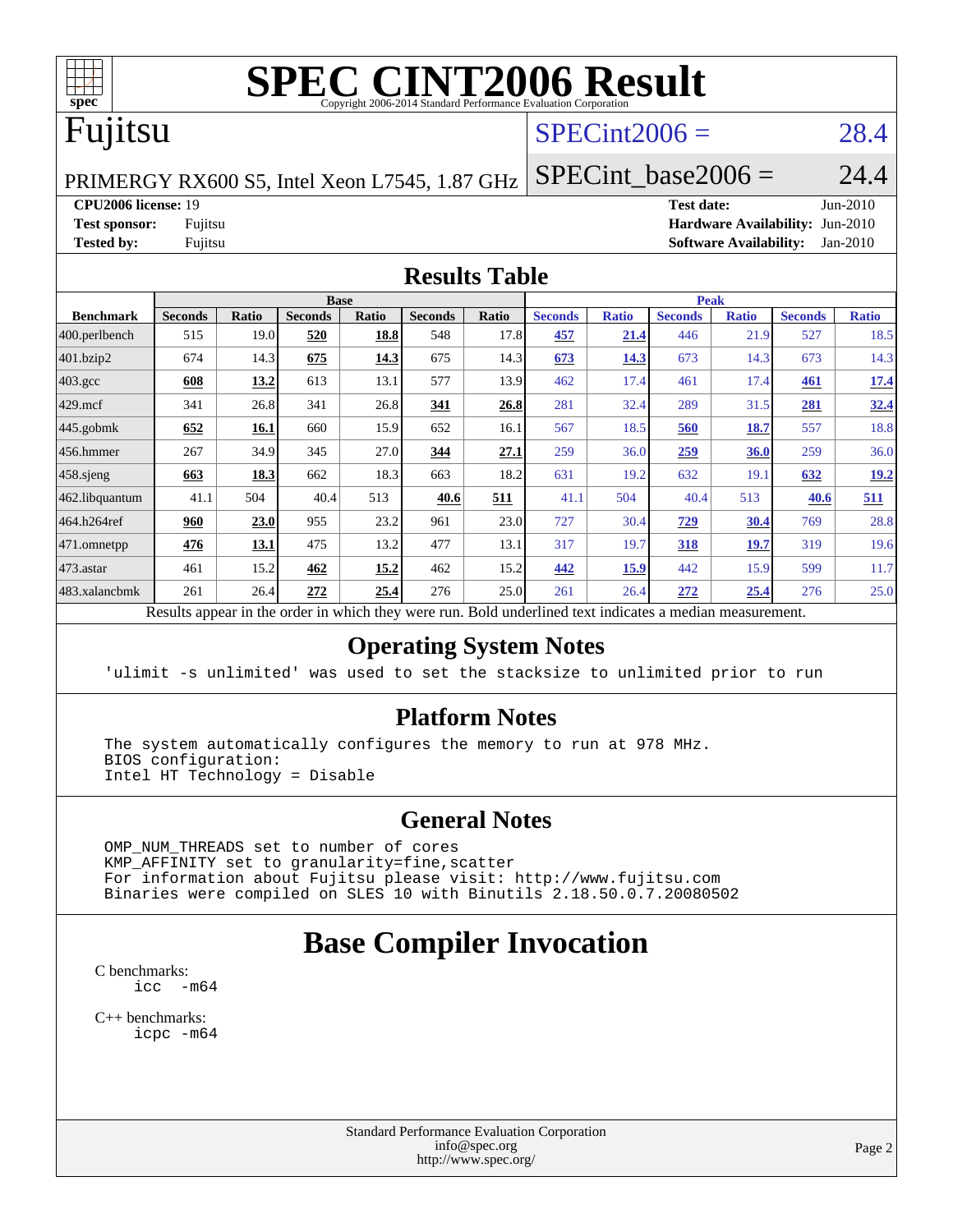# SPEC CINT2006 Result

Copyright 2006-2014 Standard Performance Evaluation Corporation

## Fujitsu

PRIMERGY RX600 S5, Intel Xeon L7545, 1.87 GHz

SPECint2006 = 28.4

SPECint_base2006 = 24.4

| | | | |
|---|---|---|---|
| **CPU2006 license:** 19 | | **Test date:** | Jun-2010 |
| **Test sponsor:** | Fujitsu | **Hardware Availability:** | Jun-2010 |
| **Tested by:** | Fujitsu | **Software Availability:** | Jan-2010 |

## Results Table

| Benchmark | Base | | | | | | Peak | | | | | |
|---|---|---|---|---|---|---|---|---|---|---|---|---|
| | Seconds | Ratio | Seconds | Ratio | Seconds | Ratio | Seconds | Ratio | Seconds | Ratio | Seconds | Ratio |
| 400.perlbench | 515 | 19.0 | **520** | **18.8** | 548 | 17.8 | **457** | **21.4** | 446 | 21.9 | 527 | 18.5 |
| 401.bzip2 | 674 | 14.3 | **675** | **14.3** | 675 | 14.3 | **673** | **14.3** | 673 | 14.3 | 673 | 14.3 |
| 403.gcc | **608** | **13.2** | 613 | 13.1 | 577 | 13.9 | 462 | 17.4 | 461 | 17.4 | **461** | **17.4** |
| 429.mcf | 341 | 26.8 | 341 | 26.8 | **341** | **26.8** | 281 | 32.4 | 289 | 31.5 | **281** | **32.4** |
| 445.gobmk | **652** | **16.1** | 660 | 15.9 | 652 | 16.1 | 567 | 18.5 | **560** | **18.7** | 557 | 18.8 |
| 456.hmmer | 267 | 34.9 | 345 | 27.0 | **344** | **27.1** | 259 | 36.0 | **259** | **36.0** | 259 | 36.0 |
| 458.sjeng | **663** | **18.3** | 662 | 18.3 | 663 | 18.2 | 631 | 19.2 | 632 | 19.1 | **632** | **19.2** |
| 462.libquantum | 41.1 | 504 | 40.4 | 513 | **40.6** | **511** | 41.1 | 504 | 40.4 | 513 | **40.6** | **511** |
| 464.h264ref | **960** | **23.0** | 955 | 23.2 | 961 | 23.0 | 727 | 30.4 | **729** | **30.4** | 769 | 28.8 |
| 471.omnetpp | **476** | **13.1** | 475 | 13.2 | 477 | 13.1 | 317 | 19.7 | **318** | **19.7** | 319 | 19.6 |
| 473.astar | 461 | 15.2 | **462** | **15.2** | 462 | 15.2 | **442** | **15.9** | 442 | 15.9 | 599 | 11.7 |
| 483.xalancbmk | 261 | 26.4 | **272** | **25.4** | 276 | 25.0 | 261 | 26.4 | **272** | **25.4** | 276 | 25.0 |

Results appear in the order in which they were run. Bold underlined text indicates a median measurement.

## Operating System Notes

```
'ulimit -s unlimited' was used to set the stacksize to unlimited prior to run
```

## Platform Notes

```
The system automatically configures the memory to run at 978 MHz.
BIOS configuration:
Intel HT Technology = Disable
```

## General Notes

```
OMP_NUM_THREADS set to number of cores
KMP_AFFINITY set to granularity=fine,scatter
For information about Fujitsu please visit: http://www.fujitsu.com
Binaries were compiled on SLES 10 with Binutils 2.18.50.0.7.20080502
```

# Base Compiler Invocation

C benchmarks:

```
icc  -m64
```

C++ benchmarks:

```
icpc -m64
```

Standard Performance Evaluation Corporation
info@spec.org
http://www.spec.org/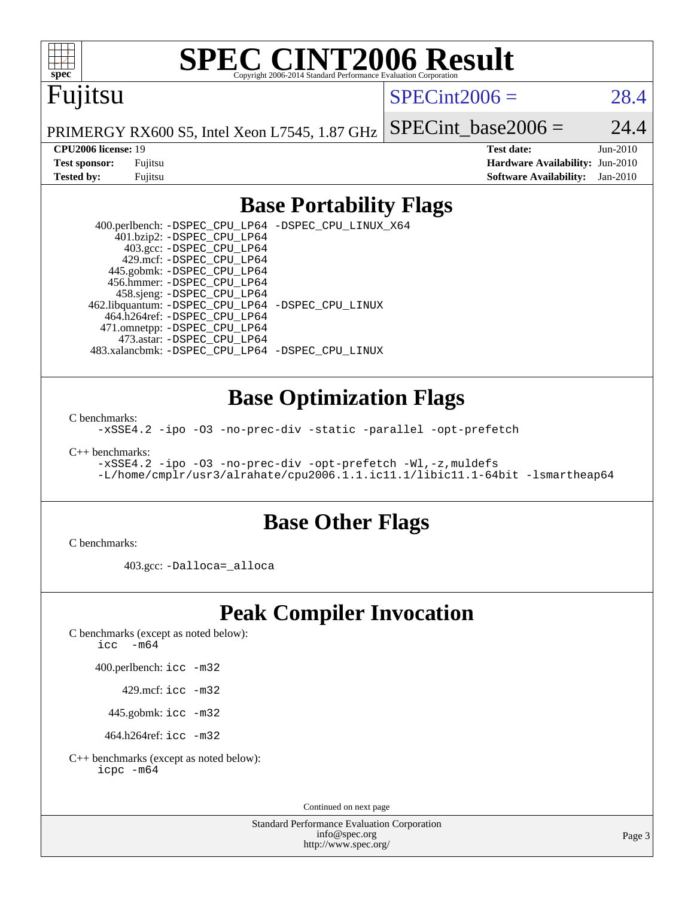# SPEC CINT2006 Result

Copyright 2006-2014 Standard Performance Evaluation Corporation

## Fujitsu

PRIMERGY RX600 S5, Intel Xeon L7545, 1.87 GHz

SPECint2006 = 28.4

SPECint_base2006 = 24.4

| | | | |
|---|---|---|---|
| **CPU2006 license:** | 19 | **Test date:** | Jun-2010 |
| **Test sponsor:** | Fujitsu | **Hardware Availability:** | Jun-2010 |
| **Tested by:** | Fujitsu | **Software Availability:** | Jan-2010 |

## Base Portability Flags

400.perlbench: `-DSPEC_CPU_LP64 -DSPEC_CPU_LINUX_X64`
401.bzip2: `-DSPEC_CPU_LP64`
403.gcc: `-DSPEC_CPU_LP64`
429.mcf: `-DSPEC_CPU_LP64`
445.gobmk: `-DSPEC_CPU_LP64`
456.hmmer: `-DSPEC_CPU_LP64`
458.sjeng: `-DSPEC_CPU_LP64`
462.libquantum: `-DSPEC_CPU_LP64 -DSPEC_CPU_LINUX`
464.h264ref: `-DSPEC_CPU_LP64`
471.omnetpp: `-DSPEC_CPU_LP64`
473.astar: `-DSPEC_CPU_LP64`
483.xalancbmk: `-DSPEC_CPU_LP64 -DSPEC_CPU_LINUX`

## Base Optimization Flags

C benchmarks:

```
-xSSE4.2 -ipo -O3 -no-prec-div -static -parallel -opt-prefetch
```

C++ benchmarks:

```
-xSSE4.2 -ipo -O3 -no-prec-div -opt-prefetch -Wl,-z,muldefs
-L/home/cmplr/usr3/alrahate/cpu2006.1.1.ic11.1/libic11.1-64bit -lsmartheap64
```

## Base Other Flags

C benchmarks:

403.gcc: `-Dalloca=_alloca`

## Peak Compiler Invocation

C benchmarks (except as noted below):

`icc -m64`

400.perlbench: `icc -m32`

429.mcf: `icc -m32`

445.gobmk: `icc -m32`

464.h264ref: `icc -m32`

C++ benchmarks (except as noted below):

`icpc -m64`

Continued on next page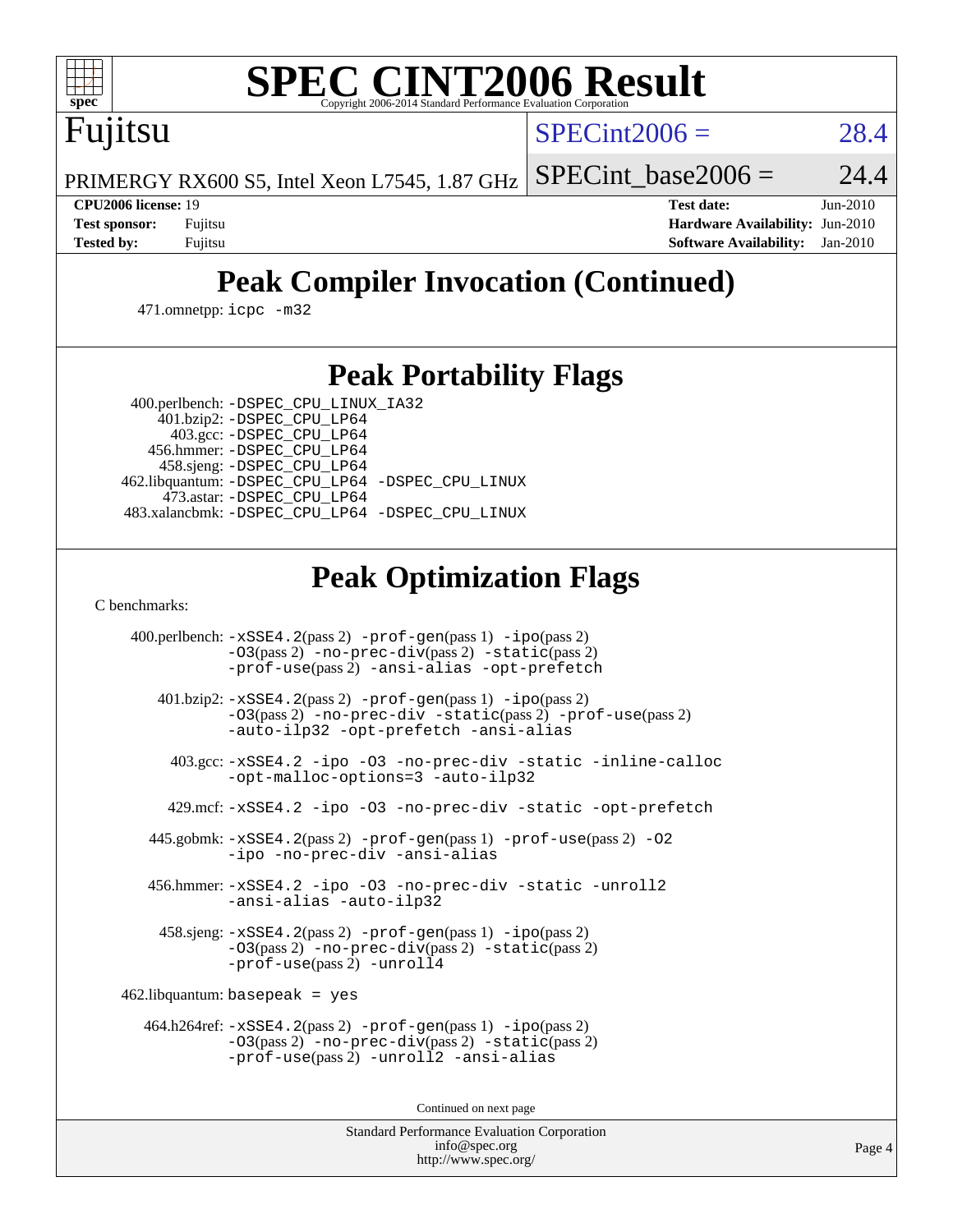# SPEC CINT2006 Result

Fujitsu

PRIMERGY RX600 S5, Intel Xeon L7545, 1.87 GHz

SPECint2006 = 28.4

SPECint_base2006 = 24.4

**CPU2006 license:** 19
**Test sponsor:** Fujitsu
**Tested by:** Fujitsu

**Test date:** Jun-2010
**Hardware Availability:** Jun-2010
**Software Availability:** Jan-2010

## Peak Compiler Invocation (Continued)

471.omnetpp: `icpc -m32`

## Peak Portability Flags

400.perlbench: `-DSPEC_CPU_LINUX_IA32`
401.bzip2: `-DSPEC_CPU_LP64`
403.gcc: `-DSPEC_CPU_LP64`
456.hmmer: `-DSPEC_CPU_LP64`
458.sjeng: `-DSPEC_CPU_LP64`
462.libquantum: `-DSPEC_CPU_LP64 -DSPEC_CPU_LINUX`
473.astar: `-DSPEC_CPU_LP64`
483.xalancbmk: `-DSPEC_CPU_LP64 -DSPEC_CPU_LINUX`

## Peak Optimization Flags

C benchmarks:

400.perlbench: `-xSSE4.2`(pass 2) `-prof-gen`(pass 1) `-ipo`(pass 2) `-O3`(pass 2) `-no-prec-div`(pass 2) `-static`(pass 2) `-prof-use`(pass 2) `-ansi-alias -opt-prefetch`

401.bzip2: `-xSSE4.2`(pass 2) `-prof-gen`(pass 1) `-ipo`(pass 2) `-O3`(pass 2) `-no-prec-div -static`(pass 2) `-prof-use`(pass 2) `-auto-ilp32 -opt-prefetch -ansi-alias`

403.gcc: `-xSSE4.2 -ipo -O3 -no-prec-div -static -inline-calloc -opt-malloc-options=3 -auto-ilp32`

429.mcf: `-xSSE4.2 -ipo -O3 -no-prec-div -static -opt-prefetch`

445.gobmk: `-xSSE4.2`(pass 2) `-prof-gen`(pass 1) `-prof-use`(pass 2) `-O2 -ipo -no-prec-div -ansi-alias`

456.hmmer: `-xSSE4.2 -ipo -O3 -no-prec-div -static -unroll2 -ansi-alias -auto-ilp32`

458.sjeng: `-xSSE4.2`(pass 2) `-prof-gen`(pass 1) `-ipo`(pass 2) `-O3`(pass 2) `-no-prec-div`(pass 2) `-static`(pass 2) `-prof-use`(pass 2) `-unroll4`

462.libquantum: `basepeak = yes`

464.h264ref: `-xSSE4.2`(pass 2) `-prof-gen`(pass 1) `-ipo`(pass 2) `-O3`(pass 2) `-no-prec-div`(pass 2) `-static`(pass 2) `-prof-use`(pass 2) `-unroll2 -ansi-alias`

Continued on next page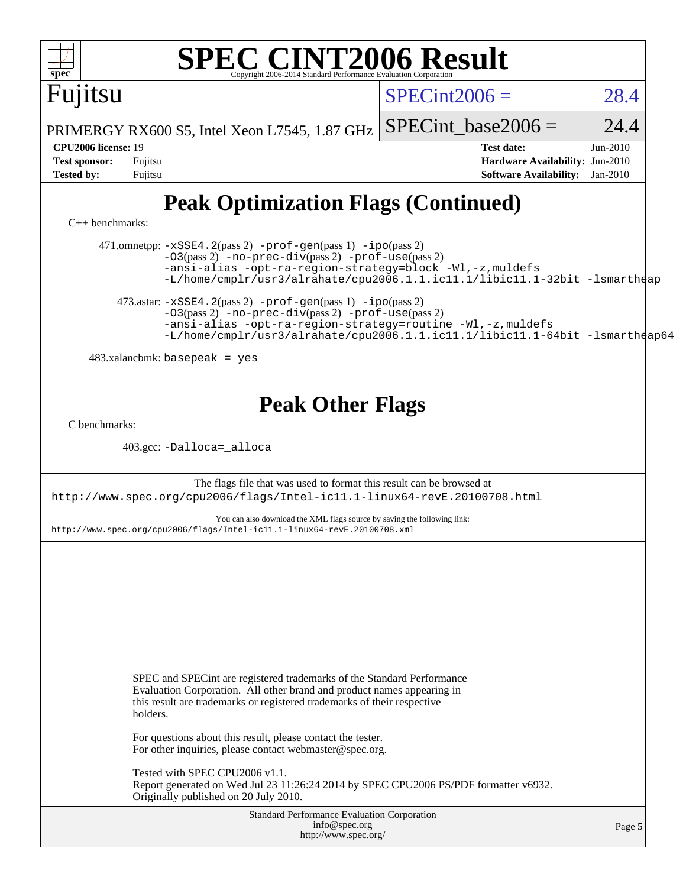# SPEC CINT2006 Result

Copyright 2006-2014 Standard Performance Evaluation Corporation

Fujitsu

PRIMERGY RX600 S5, Intel Xeon L7545, 1.87 GHz

SPECint2006 = 28.4

SPECint_base2006 = 24.4

**CPU2006 license:** 19
**Test sponsor:** Fujitsu
**Tested by:** Fujitsu

**Test date:** Jun-2010
**Hardware Availability:** Jun-2010
**Software Availability:** Jan-2010

## Peak Optimization Flags (Continued)

C++ benchmarks:

471.omnetpp: -xSSE4.2(pass 2) -prof-gen(pass 1) -ipo(pass 2) -O3(pass 2) -no-prec-div(pass 2) -prof-use(pass 2) -ansi-alias -opt-ra-region-strategy=block -Wl,-z,muldefs -L/home/cmplr/usr3/alrahate/cpu2006.1.1.ic11.1/libic11.1-32bit -lsmartheap

473.astar: -xSSE4.2(pass 2) -prof-gen(pass 1) -ipo(pass 2) -O3(pass 2) -no-prec-div(pass 2) -prof-use(pass 2) -ansi-alias -opt-ra-region-strategy=routine -Wl,-z,muldefs -L/home/cmplr/usr3/alrahate/cpu2006.1.1.ic11.1/libic11.1-64bit -lsmartheap64

483.xalancbmk: basepeak = yes

## Peak Other Flags

C benchmarks:

403.gcc: -Dalloca=_alloca

The flags file that was used to format this result can be browsed at
http://www.spec.org/cpu2006/flags/Intel-ic11.1-linux64-revE.20100708.html

You can also download the XML flags source by saving the following link:
http://www.spec.org/cpu2006/flags/Intel-ic11.1-linux64-revE.20100708.xml

SPEC and SPECint are registered trademarks of the Standard Performance Evaluation Corporation. All other brand and product names appearing in this result are trademarks or registered trademarks of their respective holders.

For questions about this result, please contact the tester.
For other inquiries, please contact webmaster@spec.org.

Tested with SPEC CPU2006 v1.1.
Report generated on Wed Jul 23 11:26:24 2014 by SPEC CPU2006 PS/PDF formatter v6932.
Originally published on 20 July 2010.